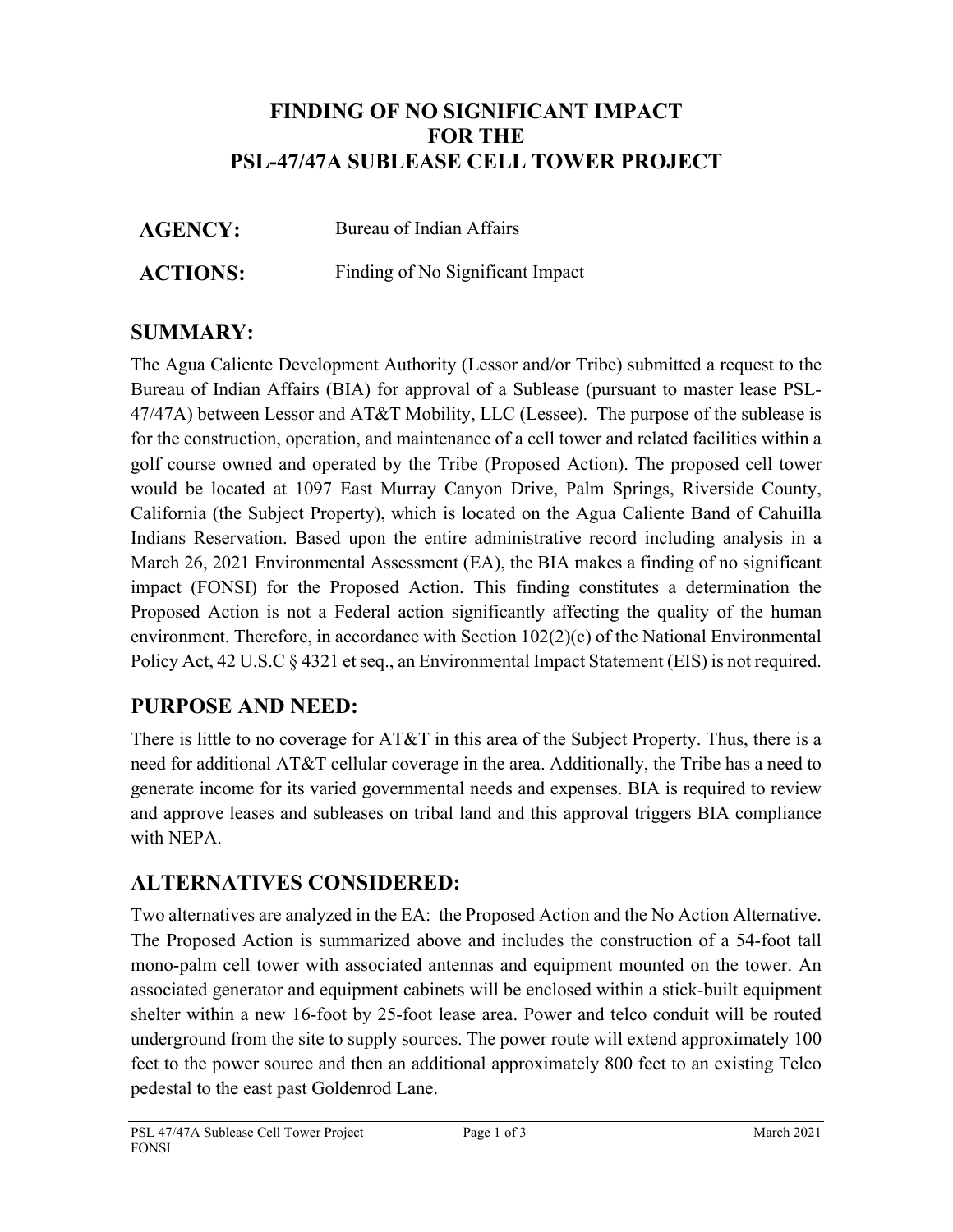# FINDING OF NO SIGNIFICANT IMPACT FOR THE PSL-47/47A SUBLEASE CELL TOWER PROJECT

**AGENCY:** Bureau of Indian Affairs

**ACTIONS:** Finding of No Significant Impact

## SUMMARY:

The Agua Caliente Development Authority (Lessor and/or Tribe) submitted a request to the Bureau of Indian Affairs (BIA) for approval of a Sublease (pursuant to master lease PSL-47/47A) between Lessor and AT&T Mobility, LLC (Lessee). The purpose of the sublease is for the construction, operation, and maintenance of a cell tower and related facilities within a golf course owned and operated by the Tribe (Proposed Action). The proposed cell tower would be located at 1097 East Murray Canyon Drive, Palm Springs, Riverside County, California (the Subject Property), which is located on the Agua Caliente Band of Cahuilla Indians Reservation. Based upon the entire administrative record including analysis in a March 26, 2021 Environmental Assessment (EA), the BIA makes a finding of no significant impact (FONSI) for the Proposed Action. This finding constitutes a determination the Proposed Action is not a Federal action significantly affecting the quality of the human environment. Therefore, in accordance with Section 102(2)(c) of the National Environmental Policy Act, 42 U.S.C § 4321 et seq., an Environmental Impact Statement (EIS) is not required.

## PURPOSE AND NEED:

There is little to no coverage for AT&T in this area of the Subject Property. Thus, there is a need for additional AT&T cellular coverage in the area. Additionally, the Tribe has a need to generate income for its varied governmental needs and expenses. BIA is required to review and approve leases and subleases on tribal land and this approval triggers BIA compliance with NEPA.

## ALTERNATIVES CONSIDERED:

Two alternatives are analyzed in the EA: the Proposed Action and the No Action Alternative. The Proposed Action is summarized above and includes the construction of a 54-foot tall mono-palm cell tower with associated antennas and equipment mounted on the tower. An associated generator and equipment cabinets will be enclosed within a stick-built equipment shelter within a new 16-foot by 25-foot lease area. Power and telco conduit will be routed underground from the site to supply sources. The power route will extend approximately 100 feet to the power source and then an additional approximately 800 feet to an existing Telco pedestal to the east past Goldenrod Lane.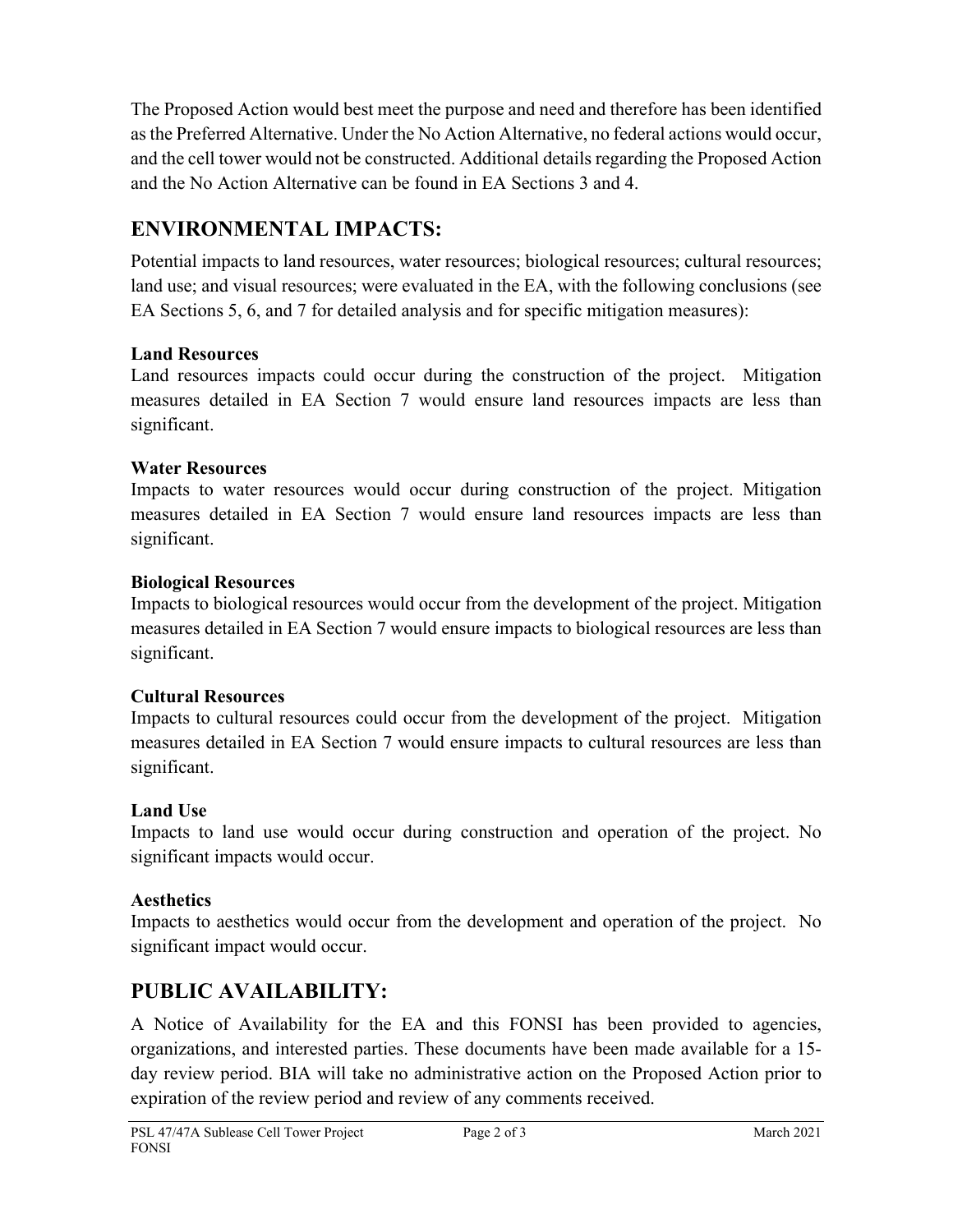The Proposed Action would best meet the purpose and need and therefore has been identified as the Preferred Alternative. Under the No Action Alternative, no federal actions would occur, and the cell tower would not be constructed. Additional details regarding the Proposed Action and the No Action Alternative can be found in EA Sections 3 and 4.

## ENVIRONMENTAL IMPACTS:

Potential impacts to land resources, water resources; biological resources; cultural resources; land use; and visual resources; were evaluated in the EA, with the following conclusions (see EA Sections 5, 6, and 7 for detailed analysis and for specific mitigation measures):

**Land Resources**
Land resources impacts could occur during the construction of the project. Mitigation measures detailed in EA Section 7 would ensure land resources impacts are less than significant.

**Water Resources**
Impacts to water resources would occur during construction of the project. Mitigation measures detailed in EA Section 7 would ensure land resources impacts are less than significant.

**Biological Resources**
Impacts to biological resources would occur from the development of the project. Mitigation measures detailed in EA Section 7 would ensure impacts to biological resources are less than significant.

**Cultural Resources**
Impacts to cultural resources could occur from the development of the project. Mitigation measures detailed in EA Section 7 would ensure impacts to cultural resources are less than significant.

**Land Use**
Impacts to land use would occur during construction and operation of the project. No significant impacts would occur.

**Aesthetics**
Impacts to aesthetics would occur from the development and operation of the project. No significant impact would occur.

## PUBLIC AVAILABILITY:

A Notice of Availability for the EA and this FONSI has been provided to agencies, organizations, and interested parties. These documents have been made available for a 15-day review period. BIA will take no administrative action on the Proposed Action prior to expiration of the review period and review of any comments received.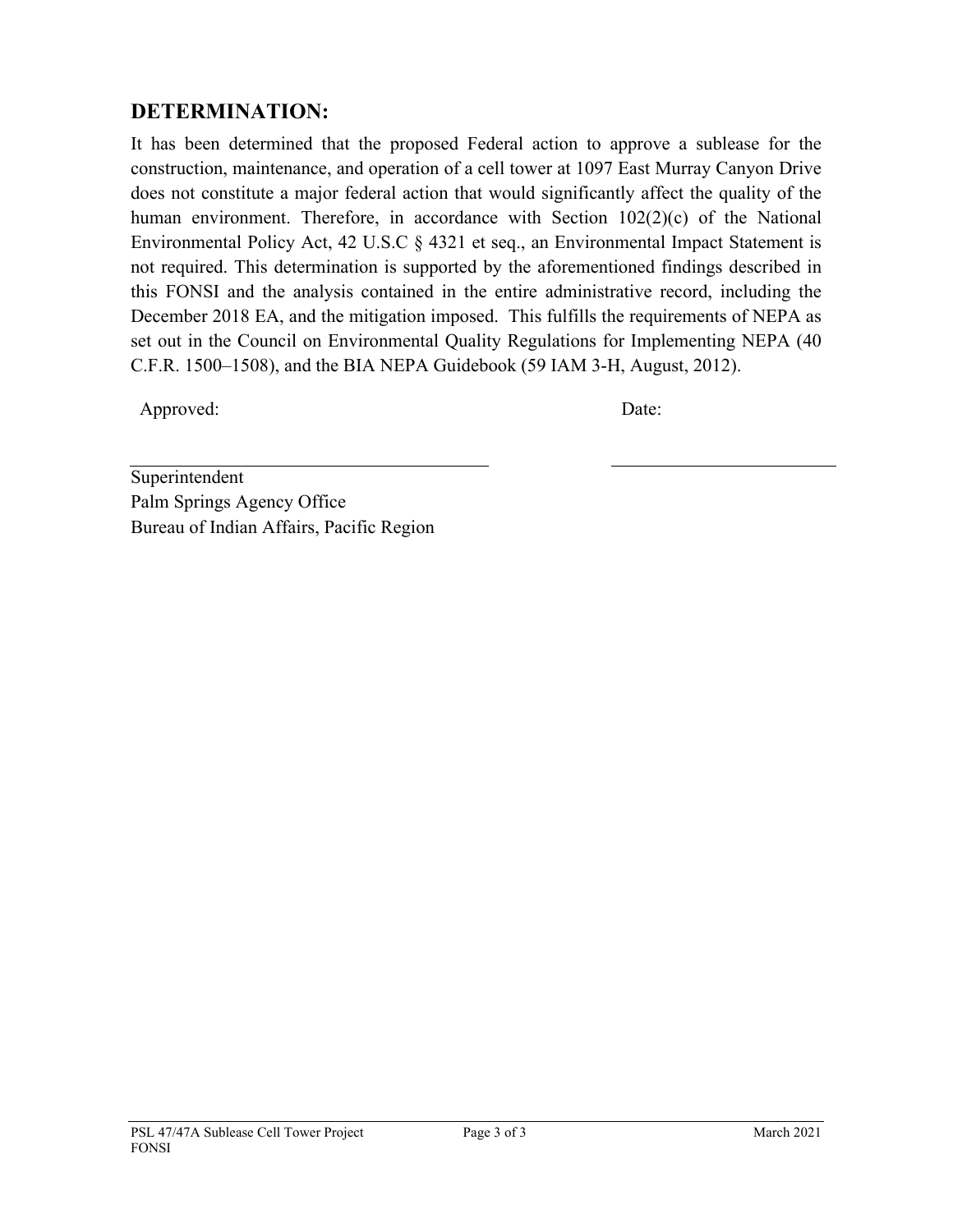## DETERMINATION:

It has been determined that the proposed Federal action to approve a sublease for the construction, maintenance, and operation of a cell tower at 1097 East Murray Canyon Drive does not constitute a major federal action that would significantly affect the quality of the human environment. Therefore, in accordance with Section 102(2)(c) of the National Environmental Policy Act, 42 U.S.C § 4321 et seq., an Environmental Impact Statement is not required. This determination is supported by the aforementioned findings described in this FONSI and the analysis contained in the entire administrative record, including the December 2018 EA, and the mitigation imposed. This fulfills the requirements of NEPA as set out in the Council on Environmental Quality Regulations for Implementing NEPA (40 C.F.R. 1500–1508), and the BIA NEPA Guidebook (59 IAM 3-H, August, 2012).

Approved: Date:

_______________________________ _______________________

Superintendent
Palm Springs Agency Office
Bureau of Indian Affairs, Pacific Region